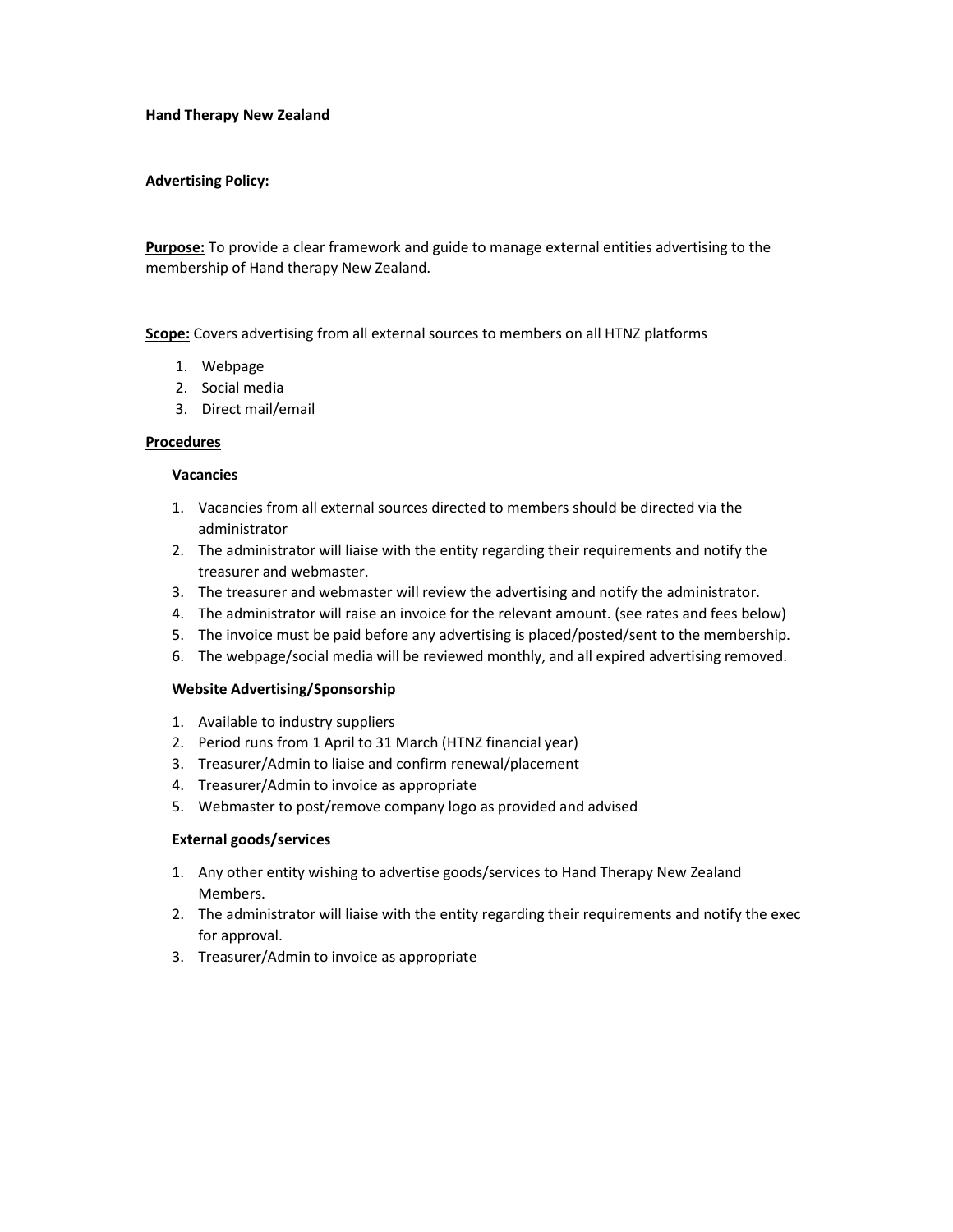**Hand Therapy New Zealand**

**Advertising Policy:**

**Purpose:** To provide a clear framework and guide to manage external entities advertising to the membership of Hand therapy New Zealand.

**Scope:** Covers advertising from all external sources to members on all HTNZ platforms

1. Webpage
2. Social media
3. Direct mail/email

**Procedures**

**Vacancies**

1. Vacancies from all external sources directed to members should be directed via the administrator
2. The administrator will liaise with the entity regarding their requirements and notify the treasurer and webmaster.
3. The treasurer and webmaster will review the advertising and notify the administrator.
4. The administrator will raise an invoice for the relevant amount. (see rates and fees below)
5. The invoice must be paid before any advertising is placed/posted/sent to the membership.
6. The webpage/social media will be reviewed monthly, and all expired advertising removed.

**Website Advertising/Sponsorship**

1. Available to industry suppliers
2. Period runs from 1 April to 31 March (HTNZ financial year)
3. Treasurer/Admin to liaise and confirm renewal/placement
4. Treasurer/Admin to invoice as appropriate
5. Webmaster to post/remove company logo as provided and advised

**External goods/services**

1. Any other entity wishing to advertise goods/services to Hand Therapy New Zealand Members.
2. The administrator will liaise with the entity regarding their requirements and notify the exec for approval.
3. Treasurer/Admin to invoice as appropriate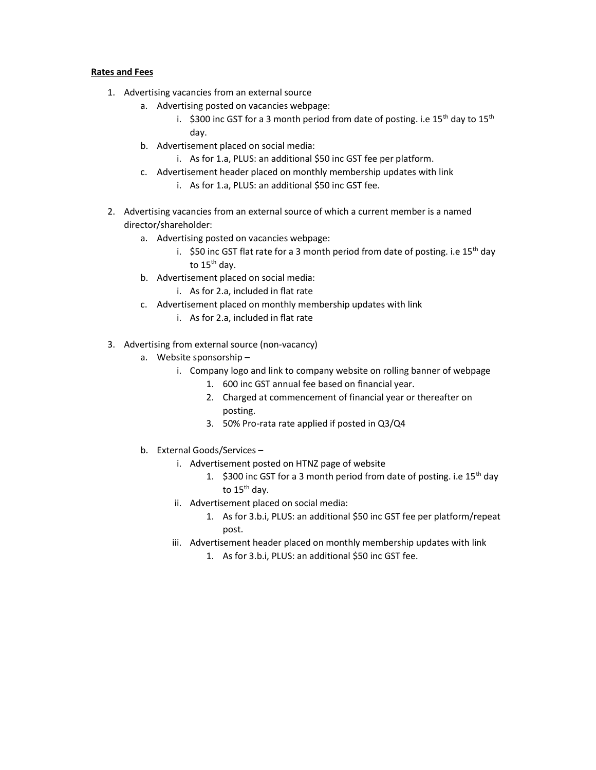**Rates and Fees**

1. Advertising vacancies from an external source
   a. Advertising posted on vacancies webpage:
      i. $300 inc GST for a 3 month period from date of posting. i.e 15th day to 15th day.
   b. Advertisement placed on social media:
      i. As for 1.a, PLUS: an additional $50 inc GST fee per platform.
   c. Advertisement header placed on monthly membership updates with link
      i. As for 1.a, PLUS: an additional $50 inc GST fee.

2. Advertising vacancies from an external source of which a current member is a named director/shareholder:
   a. Advertising posted on vacancies webpage:
      i. $50 inc GST flat rate for a 3 month period from date of posting. i.e 15th day to 15th day.
   b. Advertisement placed on social media:
      i. As for 2.a, included in flat rate
   c. Advertisement placed on monthly membership updates with link
      i. As for 2.a, included in flat rate

3. Advertising from external source (non-vacancy)
   a. Website sponsorship –
      i. Company logo and link to company website on rolling banner of webpage
         1. 600 inc GST annual fee based on financial year.
         2. Charged at commencement of financial year or thereafter on posting.
         3. 50% Pro-rata rate applied if posted in Q3/Q4

   b. External Goods/Services –
      i. Advertisement posted on HTNZ page of website
         1. $300 inc GST for a 3 month period from date of posting. i.e 15th day to 15th day.
      ii. Advertisement placed on social media:
         1. As for 3.b.i, PLUS: an additional $50 inc GST fee per platform/repeat post.
      iii. Advertisement header placed on monthly membership updates with link
         1. As for 3.b.i, PLUS: an additional $50 inc GST fee.